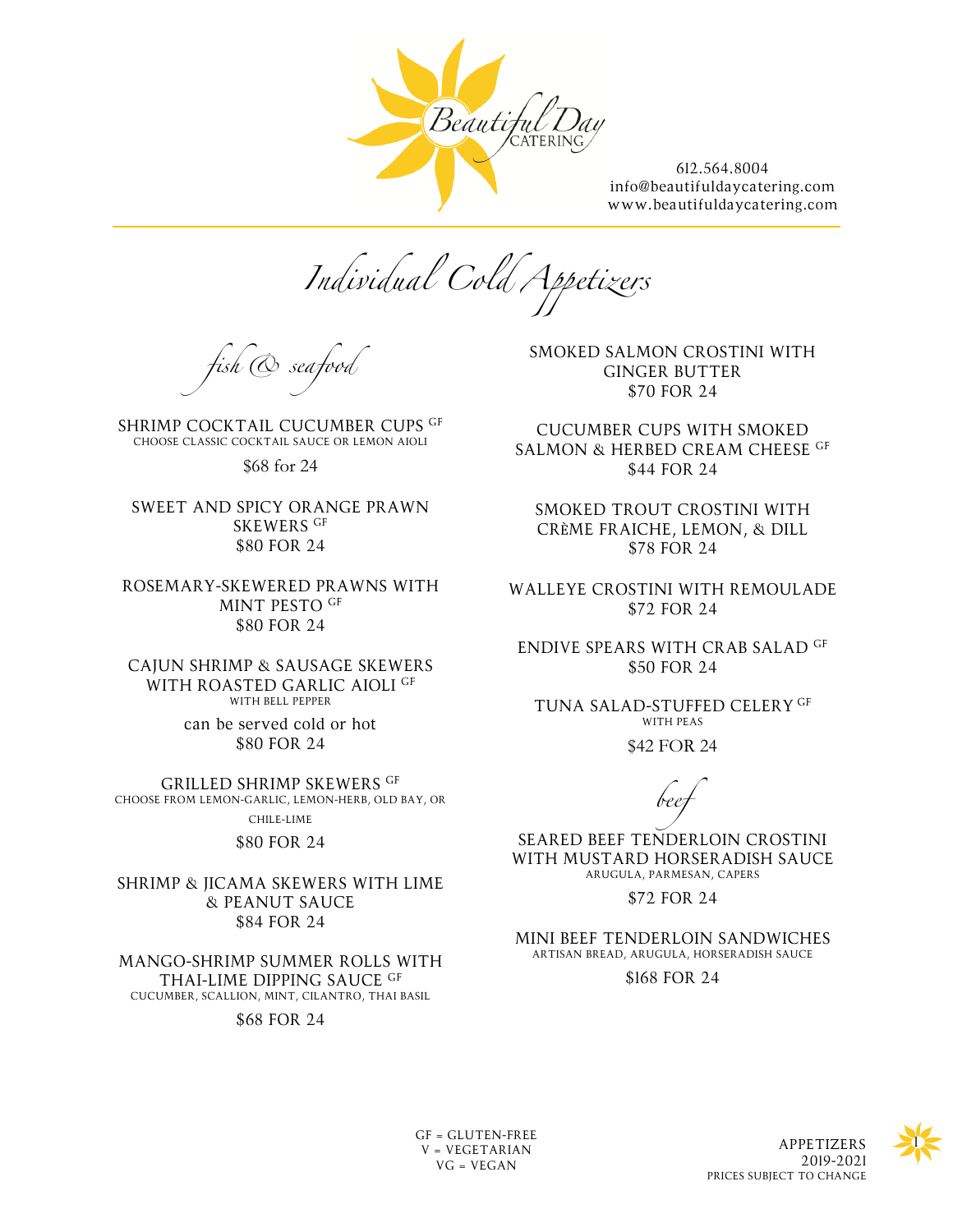Beautiful Day CATERING

612.564.8004
info@beautifuldaycatering.com
www.beautifuldaycatering.com

# Individual Cold Appetizers

## fish & seafood

SHRIMP COCKTAIL CUCUMBER CUPS GF
CHOOSE CLASSIC COCKTAIL SAUCE OR LEMON AIOLI
$68 for 24

SWEET AND SPICY ORANGE PRAWN SKEWERS GF
$80 FOR 24

ROSEMARY-SKEWERED PRAWNS WITH MINT PESTO GF
$80 FOR 24

CAJUN SHRIMP & SAUSAGE SKEWERS WITH ROASTED GARLIC AIOLI GF
WITH BELL PEPPER
can be served cold or hot
$80 FOR 24

GRILLED SHRIMP SKEWERS GF
CHOOSE FROM LEMON-GARLIC, LEMON-HERB, OLD BAY, OR CHILE-LIME
$80 FOR 24

SHRIMP & JICAMA SKEWERS WITH LIME & PEANUT SAUCE
$84 FOR 24

MANGO-SHRIMP SUMMER ROLLS WITH THAI-LIME DIPPING SAUCE GF
CUCUMBER, SCALLION, MINT, CILANTRO, THAI BASIL
$68 FOR 24

SMOKED SALMON CROSTINI WITH GINGER BUTTER
$70 FOR 24

CUCUMBER CUPS WITH SMOKED SALMON & HERBED CREAM CHEESE GF
$44 FOR 24

SMOKED TROUT CROSTINI WITH CRÈME FRAICHE, LEMON, & DILL
$78 FOR 24

WALLEYE CROSTINI WITH REMOULADE
$72 FOR 24

ENDIVE SPEARS WITH CRAB SALAD GF
$50 FOR 24

TUNA SALAD-STUFFED CELERY GF
WITH PEAS
$42 FOR 24

## beef

SEARED BEEF TENDERLOIN CROSTINI WITH MUSTARD HORSERADISH SAUCE
ARUGULA, PARMESAN, CAPERS
$72 FOR 24

MINI BEEF TENDERLOIN SANDWICHES
ARTISAN BREAD, ARUGULA, HORSERADISH SAUCE
$168 FOR 24

GF = GLUTEN-FREE
V = VEGETARIAN
VG = VEGAN

APPETIZERS
2019-2021
PRICES SUBJECT TO CHANGE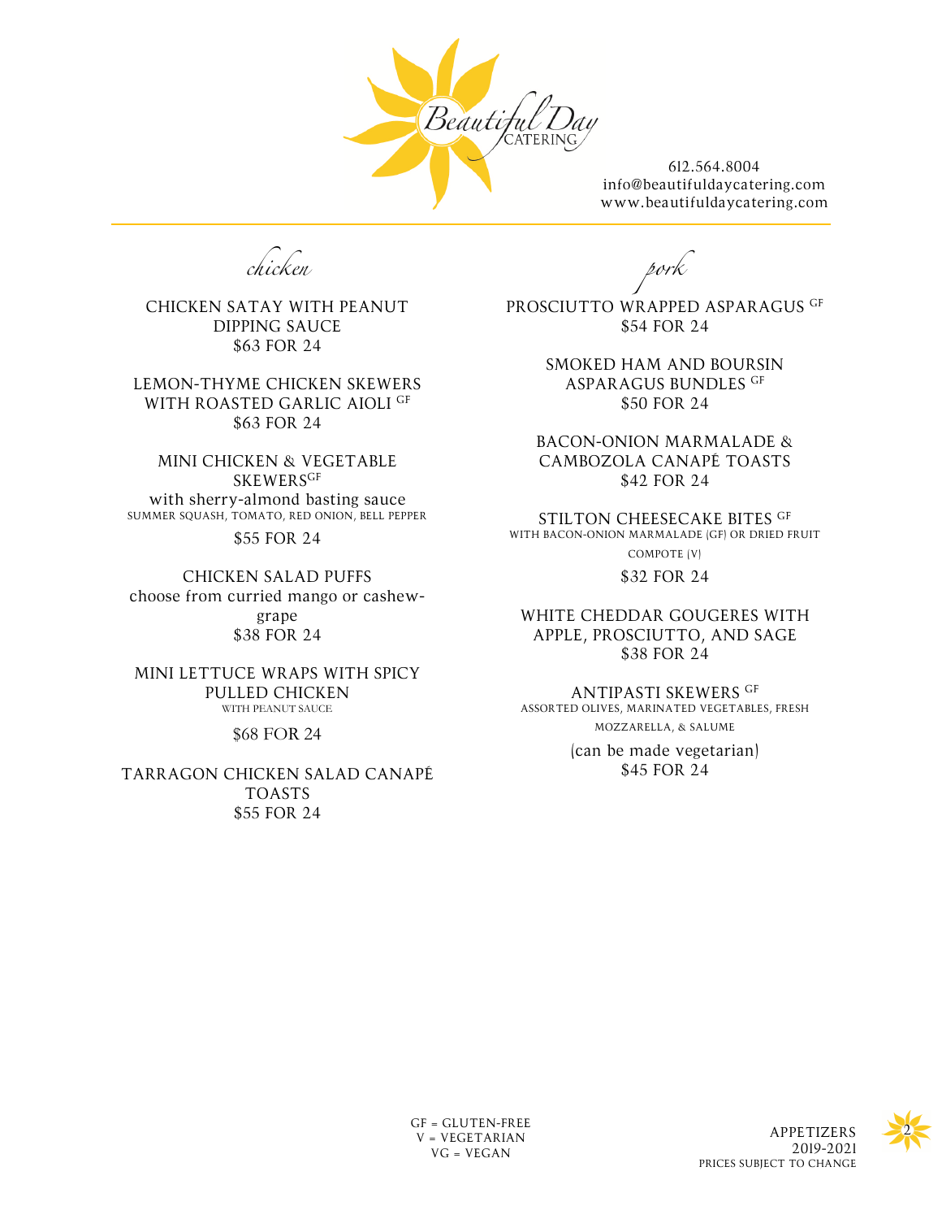Beautiful Day CATERING

612.564.8004
info@beautifuldaycatering.com
www.beautifuldaycatering.com

## *chicken*

CHICKEN SATAY WITH PEANUT DIPPING SAUCE
$63 FOR 24

LEMON-THYME CHICKEN SKEWERS WITH ROASTED GARLIC AIOLI GF
$63 FOR 24

MINI CHICKEN & VEGETABLE SKEWERS GF
with sherry-almond basting sauce
SUMMER SQUASH, TOMATO, RED ONION, BELL PEPPER
$55 FOR 24

CHICKEN SALAD PUFFS
choose from curried mango or cashew-grape
$38 FOR 24

MINI LETTUCE WRAPS WITH SPICY PULLED CHICKEN
WITH PEANUT SAUCE
$68 FOR 24

TARRAGON CHICKEN SALAD CANAPÉ TOASTS
$55 FOR 24

## *pork*

PROSCIUTTO WRAPPED ASPARAGUS GF
$54 FOR 24

SMOKED HAM AND BOURSIN ASPARAGUS BUNDLES GF
$50 FOR 24

BACON-ONION MARMALADE & CAMBOZOLA CANAPÉ TOASTS
$42 FOR 24

STILTON CHEESECAKE BITES GF
WITH BACON-ONION MARMALADE (GF) OR DRIED FRUIT COMPOTE (V)
$32 FOR 24

WHITE CHEDDAR GOUGERES WITH APPLE, PROSCIUTTO, AND SAGE
$38 FOR 24

ANTIPASTI SKEWERS GF
ASSORTED OLIVES, MARINATED VEGETABLES, FRESH MOZZARELLA, & SALUME
(can be made vegetarian)
$45 FOR 24

GF = GLUTEN-FREE
V = VEGETARIAN
VG = VEGAN

APPETIZERS
2019-2021
PRICES SUBJECT TO CHANGE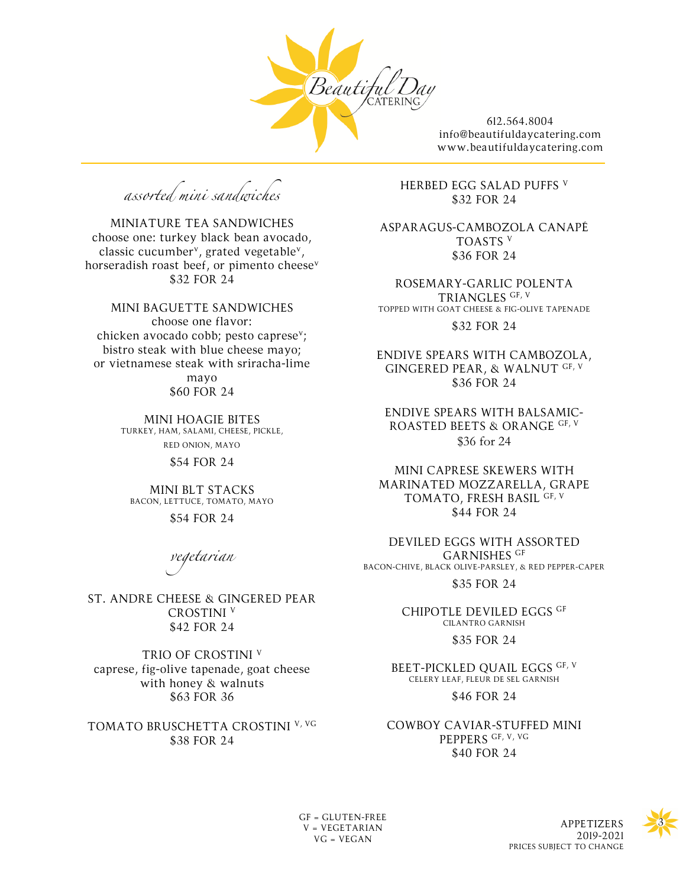612.564.8004
info@beautifuldaycatering.com
www.beautifuldaycatering.com

## *assorted mini sandwiches*

**MINIATURE TEA SANDWICHES**
choose one: turkey black bean avocado, classic cucumber[V], grated vegetable[V], horseradish roast beef, or pimento cheese[V]
$32 FOR 24

**MINI BAGUETTE SANDWICHES**
choose one flavor:
chicken avocado cobb; pesto caprese[V]; bistro steak with blue cheese mayo; or vietnamese steak with sriracha-lime mayo
$60 FOR 24

**MINI HOAGIE BITES**
TURKEY, HAM, SALAMI, CHEESE, PICKLE, RED ONION, MAYO
$54 FOR 24

**MINI BLT STACKS**
BACON, LETTUCE, TOMATO, MAYO
$54 FOR 24

## *vegetarian*

**ST. ANDRE CHEESE & GINGERED PEAR CROSTINI** V
$42 FOR 24

**TRIO OF CROSTINI** V
caprese, fig-olive tapenade, goat cheese with honey & walnuts
$63 FOR 36

**TOMATO BRUSCHETTA CROSTINI** V, VG
$38 FOR 24

**HERBED EGG SALAD PUFFS** V
$32 FOR 24

**ASPARAGUS-CAMBOZOLA CANAPÉ TOASTS** V
$36 FOR 24

**ROSEMARY-GARLIC POLENTA TRIANGLES** GF, V
TOPPED WITH GOAT CHEESE & FIG-OLIVE TAPENADE
$32 FOR 24

**ENDIVE SPEARS WITH CAMBOZOLA, GINGERED PEAR, & WALNUT** GF, V
$36 FOR 24

**ENDIVE SPEARS WITH BALSAMIC-ROASTED BEETS & ORANGE** GF, V
$36 for 24

**MINI CAPRESE SKEWERS WITH MARINATED MOZZARELLA, GRAPE TOMATO, FRESH BASIL** GF, V
$44 FOR 24

**DEVILED EGGS WITH ASSORTED GARNISHES** GF
BACON-CHIVE, BLACK OLIVE-PARSLEY, & RED PEPPER-CAPER
$35 FOR 24

**CHIPOTLE DEVILED EGGS** GF
CILANTRO GARNISH
$35 FOR 24

**BEET-PICKLED QUAIL EGGS** GF, V
CELERY LEAF, FLEUR DE SEL GARNISH
$46 FOR 24

**COWBOY CAVIAR-STUFFED MINI PEPPERS** GF, V, VG
$40 FOR 24

GF = GLUTEN-FREE
V = VEGETARIAN
VG = VEGAN

APPETIZERS
2019-2021
PRICES SUBJECT TO CHANGE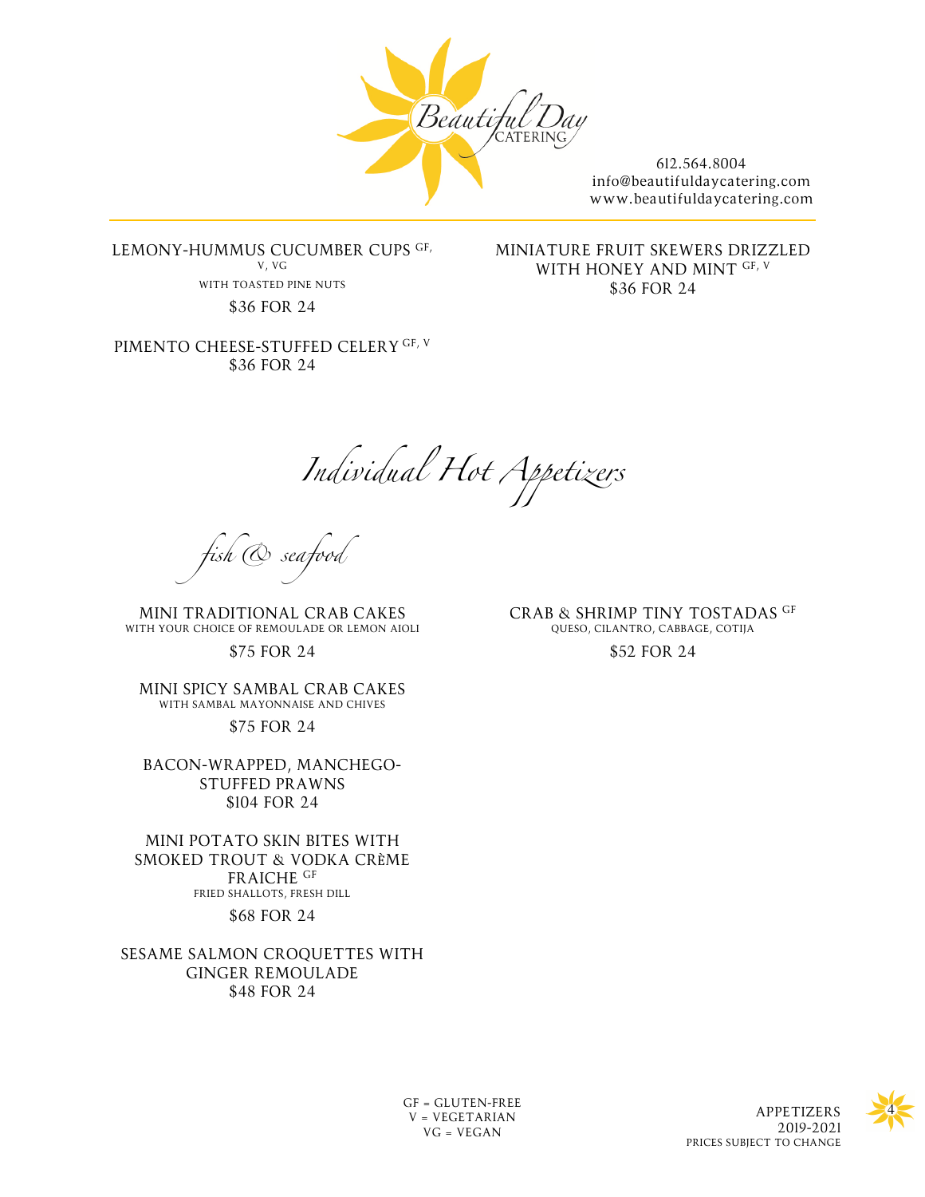Beautiful Day CATERING

612.564.8004
info@beautifuldaycatering.com
www.beautifuldaycatering.com

LEMONY-HUMMUS CUCUMBER CUPS GF, V, VG
WITH TOASTED PINE NUTS
$36 FOR 24

PIMENTO CHEESE-STUFFED CELERY GF, V
$36 FOR 24

MINIATURE FRUIT SKEWERS DRIZZLED WITH HONEY AND MINT GF, V
$36 FOR 24

# *Individual Hot Appetizers*

## *fish & seafood*

MINI TRADITIONAL CRAB CAKES
WITH YOUR CHOICE OF REMOULADE OR LEMON AIOLI
$75 FOR 24

MINI SPICY SAMBAL CRAB CAKES
WITH SAMBAL MAYONNAISE AND CHIVES
$75 FOR 24

BACON-WRAPPED, MANCHEGO-STUFFED PRAWNS
$104 FOR 24

MINI POTATO SKIN BITES WITH SMOKED TROUT & VODKA CRÈME FRAICHE GF
FRIED SHALLOTS, FRESH DILL
$68 FOR 24

SESAME SALMON CROQUETTES WITH GINGER REMOULADE
$48 FOR 24

CRAB & SHRIMP TINY TOSTADAS GF
QUESO, CILANTRO, CABBAGE, COTIJA
$52 FOR 24

GF = GLUTEN-FREE
V = VEGETARIAN
VG = VEGAN

APPETIZERS
2019-2021
PRICES SUBJECT TO CHANGE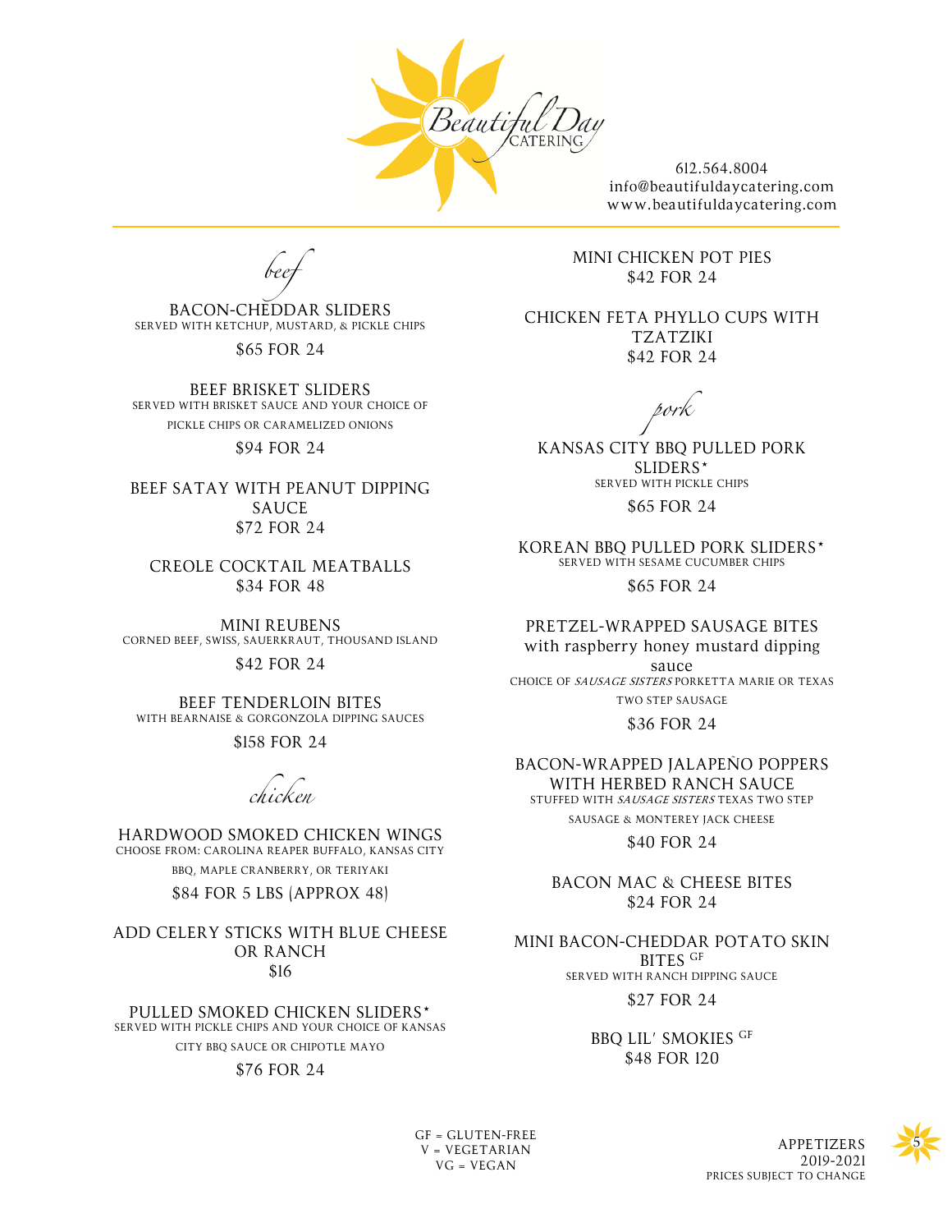Beautiful Day CATERING

612.564.8004
info@beautifuldaycatering.com
www.beautifuldaycatering.com

## *beef*

**BACON-CHEDDAR SLIDERS**
SERVED WITH KETCHUP, MUSTARD, & PICKLE CHIPS
$65 FOR 24

**BEEF BRISKET SLIDERS**
SERVED WITH BRISKET SAUCE AND YOUR CHOICE OF PICKLE CHIPS OR CARAMELIZED ONIONS
$94 FOR 24

**BEEF SATAY WITH PEANUT DIPPING SAUCE**
$72 FOR 24

**CREOLE COCKTAIL MEATBALLS**
$34 FOR 48

**MINI REUBENS**
CORNED BEEF, SWISS, SAUERKRAUT, THOUSAND ISLAND
$42 FOR 24

**BEEF TENDERLOIN BITES**
WITH BEARNAISE & GORGONZOLA DIPPING SAUCES
$158 FOR 24

## *chicken*

**HARDWOOD SMOKED CHICKEN WINGS**
CHOOSE FROM: CAROLINA REAPER BUFFALO, KANSAS CITY BBQ, MAPLE CRANBERRY, OR TERIYAKI
$84 FOR 5 LBS (APPROX 48)

**ADD CELERY STICKS WITH BLUE CHEESE OR RANCH**
$16

**PULLED SMOKED CHICKEN SLIDERS***
SERVED WITH PICKLE CHIPS AND YOUR CHOICE OF KANSAS CITY BBQ SAUCE OR CHIPOTLE MAYO
$76 FOR 24

**MINI CHICKEN POT PIES**
$42 FOR 24

**CHICKEN FETA PHYLLO CUPS WITH TZATZIKI**
$42 FOR 24

## *pork*

**KANSAS CITY BBQ PULLED PORK SLIDERS***
SERVED WITH PICKLE CHIPS
$65 FOR 24

**KOREAN BBQ PULLED PORK SLIDERS***
SERVED WITH SESAME CUCUMBER CHIPS
$65 FOR 24

**PRETZEL-WRAPPED SAUSAGE BITES with raspberry honey mustard dipping sauce**
CHOICE OF *SAUSAGE SISTERS* PORKETTA MARIE OR TEXAS TWO STEP SAUSAGE
$36 FOR 24

**BACON-WRAPPED JALAPEÑO POPPERS WITH HERBED RANCH SAUCE**
STUFFED WITH *SAUSAGE SISTERS* TEXAS TWO STEP SAUSAGE & MONTEREY JACK CHEESE
$40 FOR 24

**BACON MAC & CHEESE BITES**
$24 FOR 24

**MINI BACON-CHEDDAR POTATO SKIN BITES** GF
SERVED WITH RANCH DIPPING SAUCE
$27 FOR 24

**BBQ LIL' SMOKIES** GF
$48 FOR 120

GF = GLUTEN-FREE
V = VEGETARIAN
VG = VEGAN

APPETIZERS
2019-2021
PRICES SUBJECT TO CHANGE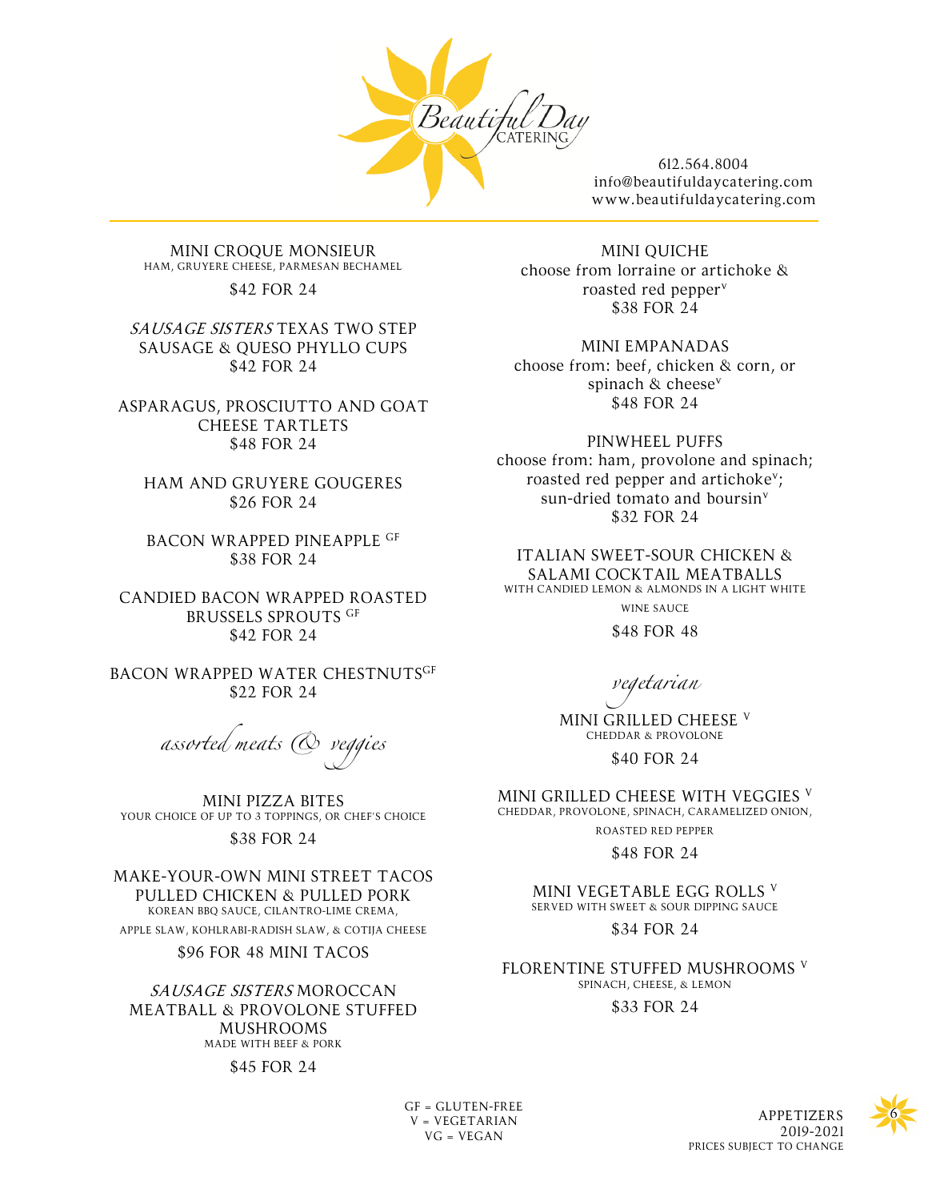Beautiful Day CATERING

612.564.8004
info@beautifuldaycatering.com
www.beautifuldaycatering.com

MINI CROQUE MONSIEUR
HAM, GRUYERE CHEESE, PARMESAN BECHAMEL
$42 FOR 24

*SAUSAGE SISTERS* TEXAS TWO STEP SAUSAGE & QUESO PHYLLO CUPS
$42 FOR 24

ASPARAGUS, PROSCIUTTO AND GOAT CHEESE TARTLETS
$48 FOR 24

HAM AND GRUYERE GOUGERES
$26 FOR 24

BACON WRAPPED PINEAPPLE GF
$38 FOR 24

CANDIED BACON WRAPPED ROASTED BRUSSELS SPROUTS GF
$42 FOR 24

BACON WRAPPED WATER CHESTNUTS GF
$22 FOR 24

## *assorted meats & veggies*

MINI PIZZA BITES
YOUR CHOICE OF UP TO 3 TOPPINGS, OR CHEF'S CHOICE
$38 FOR 24

MAKE-YOUR-OWN MINI STREET TACOS
PULLED CHICKEN & PULLED PORK
KOREAN BBQ SAUCE, CILANTRO-LIME CREMA, APPLE SLAW, KOHLRABI-RADISH SLAW, & COTIJA CHEESE
$96 FOR 48 MINI TACOS

*SAUSAGE SISTERS* MOROCCAN MEATBALL & PROVOLONE STUFFED MUSHROOMS
MADE WITH BEEF & PORK
$45 FOR 24

MINI QUICHE
choose from lorraine or artichoke & roasted red pepper V
$38 FOR 24

MINI EMPANADAS
choose from: beef, chicken & corn, or spinach & cheese V
$48 FOR 24

PINWHEEL PUFFS
choose from: ham, provolone and spinach; roasted red pepper and artichoke V; sun-dried tomato and boursin V
$32 FOR 24

ITALIAN SWEET-SOUR CHICKEN & SALAMI COCKTAIL MEATBALLS
WITH CANDIED LEMON & ALMONDS IN A LIGHT WHITE WINE SAUCE
$48 FOR 48

## *vegetarian*

MINI GRILLED CHEESE V
CHEDDAR & PROVOLONE
$40 FOR 24

MINI GRILLED CHEESE WITH VEGGIES V
CHEDDAR, PROVOLONE, SPINACH, CARAMELIZED ONION, ROASTED RED PEPPER
$48 FOR 24

MINI VEGETABLE EGG ROLLS V
SERVED WITH SWEET & SOUR DIPPING SAUCE
$34 FOR 24

FLORENTINE STUFFED MUSHROOMS V
SPINACH, CHEESE, & LEMON
$33 FOR 24

GF = GLUTEN-FREE
V = VEGETARIAN
VG = VEGAN

APPETIZERS
2019-2021
PRICES SUBJECT TO CHANGE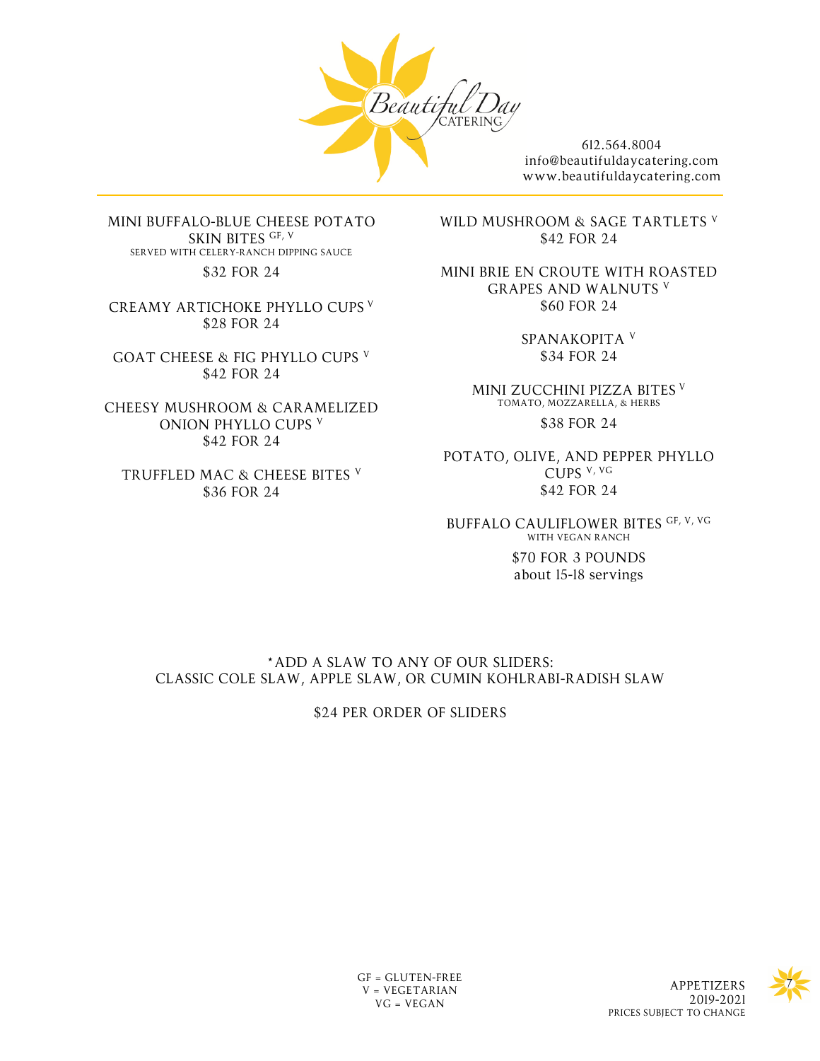612.564.8004
info@beautifuldaycatering.com
www.beautifuldaycatering.com

MINI BUFFALO-BLUE CHEESE POTATO SKIN BITES [GF, V]
SERVED WITH CELERY-RANCH DIPPING SAUCE
$32 FOR 24

CREAMY ARTICHOKE PHYLLO CUPS [V]
$28 FOR 24

GOAT CHEESE & FIG PHYLLO CUPS [V]
$42 FOR 24

CHEESY MUSHROOM & CARAMELIZED ONION PHYLLO CUPS [V]
$42 FOR 24

TRUFFLED MAC & CHEESE BITES [V]
$36 FOR 24

WILD MUSHROOM & SAGE TARTLETS [V]
$42 FOR 24

MINI BRIE EN CROUTE WITH ROASTED GRAPES AND WALNUTS [V]
$60 FOR 24

SPANAKOPITA [V]
$34 FOR 24

MINI ZUCCHINI PIZZA BITES [V]
TOMATO, MOZZARELLA, & HERBS
$38 FOR 24

POTATO, OLIVE, AND PEPPER PHYLLO CUPS [V, VG]
$42 FOR 24

BUFFALO CAULIFLOWER BITES [GF, V, VG]
WITH VEGAN RANCH
$70 FOR 3 POUNDS
about 15-18 servings

*ADD A SLAW TO ANY OF OUR SLIDERS:
CLASSIC COLE SLAW, APPLE SLAW, OR CUMIN KOHLRABI-RADISH SLAW

$24 PER ORDER OF SLIDERS

GF = GLUTEN-FREE
V = VEGETARIAN
VG = VEGAN

APPETIZERS
2019-2021
PRICES SUBJECT TO CHANGE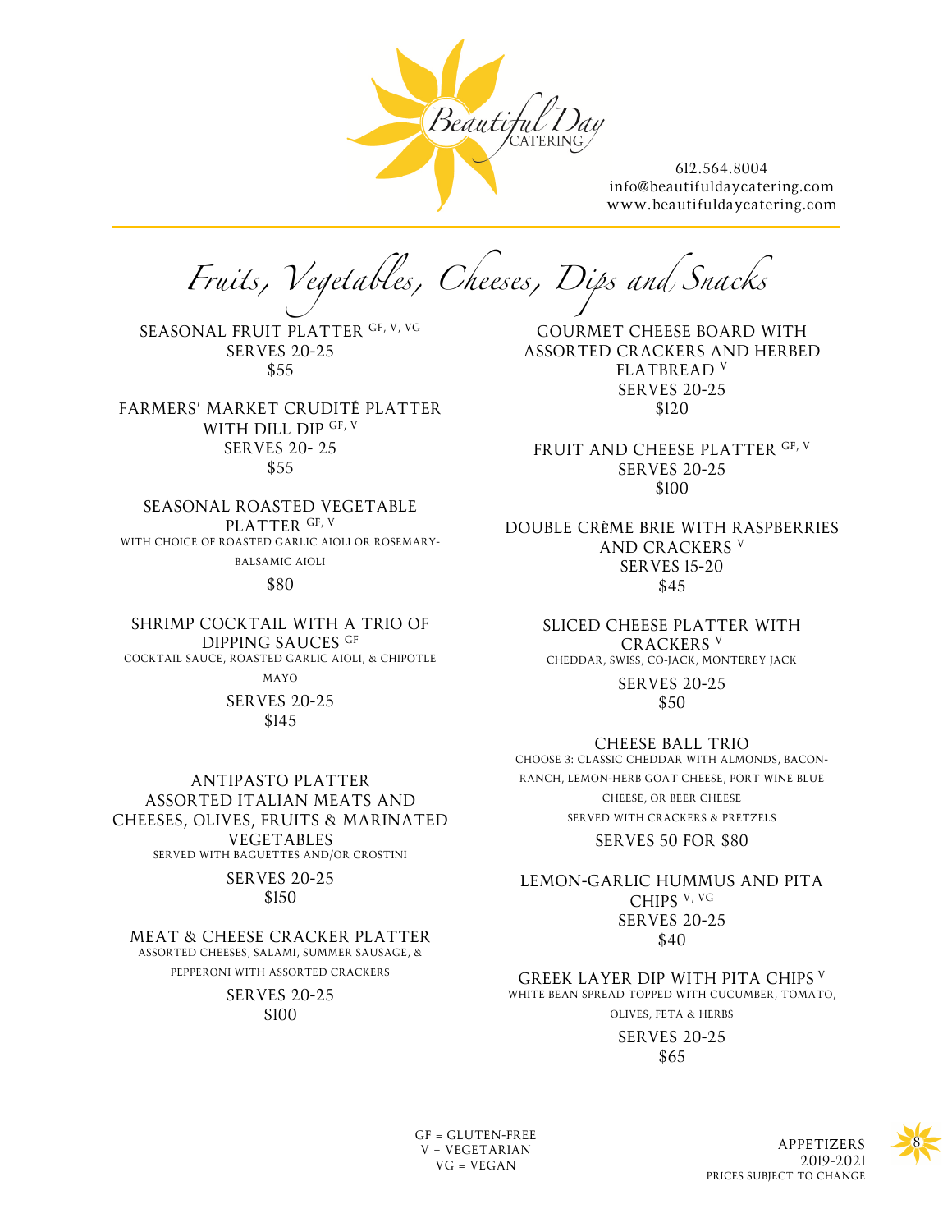Beautiful Day CATERING

612.564.8004
info@beautifuldaycatering.com
www.beautifuldaycatering.com

# Fruits, Vegetables, Cheeses, Dips and Snacks

**SEASONAL FRUIT PLATTER** GF, V, VG
SERVES 20-25
$55

**FARMERS' MARKET CRUDITÉ PLATTER WITH DILL DIP** GF, V
SERVES 20- 25
$55

**SEASONAL ROASTED VEGETABLE PLATTER** GF, V
WITH CHOICE OF ROASTED GARLIC AIOLI OR ROSEMARY-BALSAMIC AIOLI
$80

**SHRIMP COCKTAIL WITH A TRIO OF DIPPING SAUCES** GF
COCKTAIL SAUCE, ROASTED GARLIC AIOLI, & CHIPOTLE MAYO
SERVES 20-25
$145

**ANTIPASTO PLATTER**
**ASSORTED ITALIAN MEATS AND CHEESES, OLIVES, FRUITS & MARINATED VEGETABLES**
SERVED WITH BAGUETTES AND/OR CROSTINI
SERVES 20-25
$150

**MEAT & CHEESE CRACKER PLATTER**
ASSORTED CHEESES, SALAMI, SUMMER SAUSAGE, & PEPPERONI WITH ASSORTED CRACKERS
SERVES 20-25
$100

**GOURMET CHEESE BOARD WITH ASSORTED CRACKERS AND HERBED FLATBREAD** V
SERVES 20-25
$120

**FRUIT AND CHEESE PLATTER** GF, V
SERVES 20-25
$100

**DOUBLE CRÈME BRIE WITH RASPBERRIES AND CRACKERS** V
SERVES 15-20
$45

**SLICED CHEESE PLATTER WITH CRACKERS** V
CHEDDAR, SWISS, CO-JACK, MONTEREY JACK
SERVES 20-25
$50

**CHEESE BALL TRIO**
CHOOSE 3: CLASSIC CHEDDAR WITH ALMONDS, BACON-RANCH, LEMON-HERB GOAT CHEESE, PORT WINE BLUE CHEESE, OR BEER CHEESE
SERVED WITH CRACKERS & PRETZELS
SERVES 50 FOR $80

**LEMON-GARLIC HUMMUS AND PITA CHIPS** V, VG
SERVES 20-25
$40

**GREEK LAYER DIP WITH PITA CHIPS** V
WHITE BEAN SPREAD TOPPED WITH CUCUMBER, TOMATO, OLIVES, FETA & HERBS
SERVES 20-25
$65

GF = GLUTEN-FREE
V = VEGETARIAN
VG = VEGAN

APPETIZERS
2019-2021
PRICES SUBJECT TO CHANGE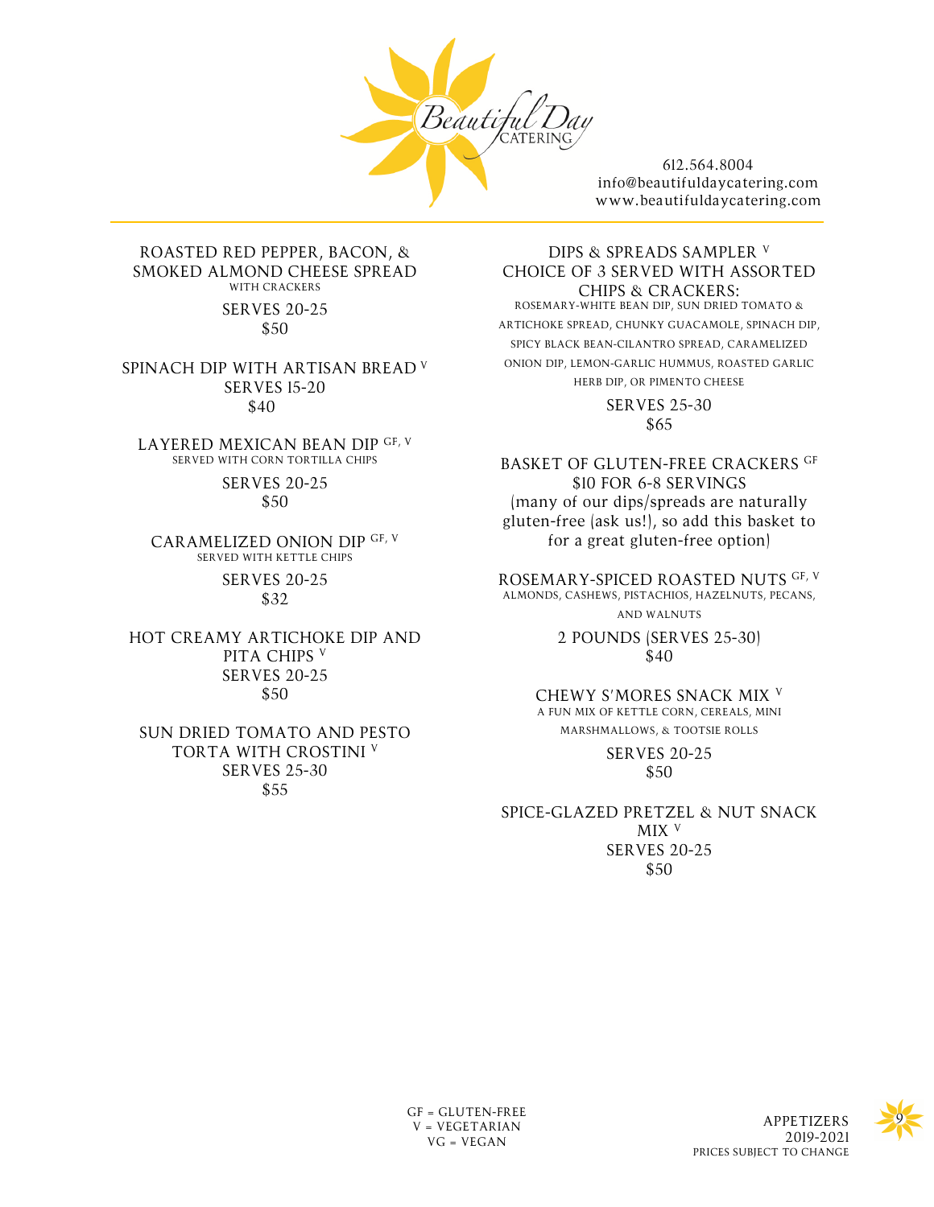# Beautiful Day Catering

612.564.8004
info@beautifuldaycatering.com
www.beautifuldaycatering.com

---

### ROASTED RED PEPPER, BACON, & SMOKED ALMOND CHEESE SPREAD
WITH CRACKERS
SERVES 20-25
$50

### SPINACH DIP WITH ARTISAN BREAD [V]
SERVES 15-20
$40

### LAYERED MEXICAN BEAN DIP [GF, V]
SERVED WITH CORN TORTILLA CHIPS
SERVES 20-25
$50

### CARAMELIZED ONION DIP [GF, V]
SERVED WITH KETTLE CHIPS
SERVES 20-25
$32

### HOT CREAMY ARTICHOKE DIP AND PITA CHIPS [V]
SERVES 20-25
$50

### SUN DRIED TOMATO AND PESTO TORTA WITH CROSTINI [V]
SERVES 25-30
$55

### DIPS & SPREADS SAMPLER [V]
### CHOICE OF 3 SERVED WITH ASSORTED CHIPS & CRACKERS:
ROSEMARY-WHITE BEAN DIP, SUN DRIED TOMATO & ARTICHOKE SPREAD, CHUNKY GUACAMOLE, SPINACH DIP, SPICY BLACK BEAN-CILANTRO SPREAD, CARAMELIZED ONION DIP, LEMON-GARLIC HUMMUS, ROASTED GARLIC HERB DIP, OR PIMENTO CHEESE
SERVES 25-30
$65

### BASKET OF GLUTEN-FREE CRACKERS [GF]
$10 FOR 6-8 SERVINGS
(many of our dips/spreads are naturally gluten-free (ask us!), so add this basket to for a great gluten-free option)

### ROSEMARY-SPICED ROASTED NUTS [GF, V]
ALMONDS, CASHEWS, PISTACHIOS, HAZELNUTS, PECANS, AND WALNUTS
2 POUNDS (SERVES 25-30)
$40

### CHEWY S'MORES SNACK MIX [V]
A FUN MIX OF KETTLE CORN, CEREALS, MINI MARSHMALLOWS, & TOOTSIE ROLLS
SERVES 20-25
$50

### SPICE-GLAZED PRETZEL & NUT SNACK MIX [V]
SERVES 20-25
$50

---

GF = GLUTEN-FREE
V = VEGETARIAN
VG = VEGAN

APPETIZERS
2019-2021
PRICES SUBJECT TO CHANGE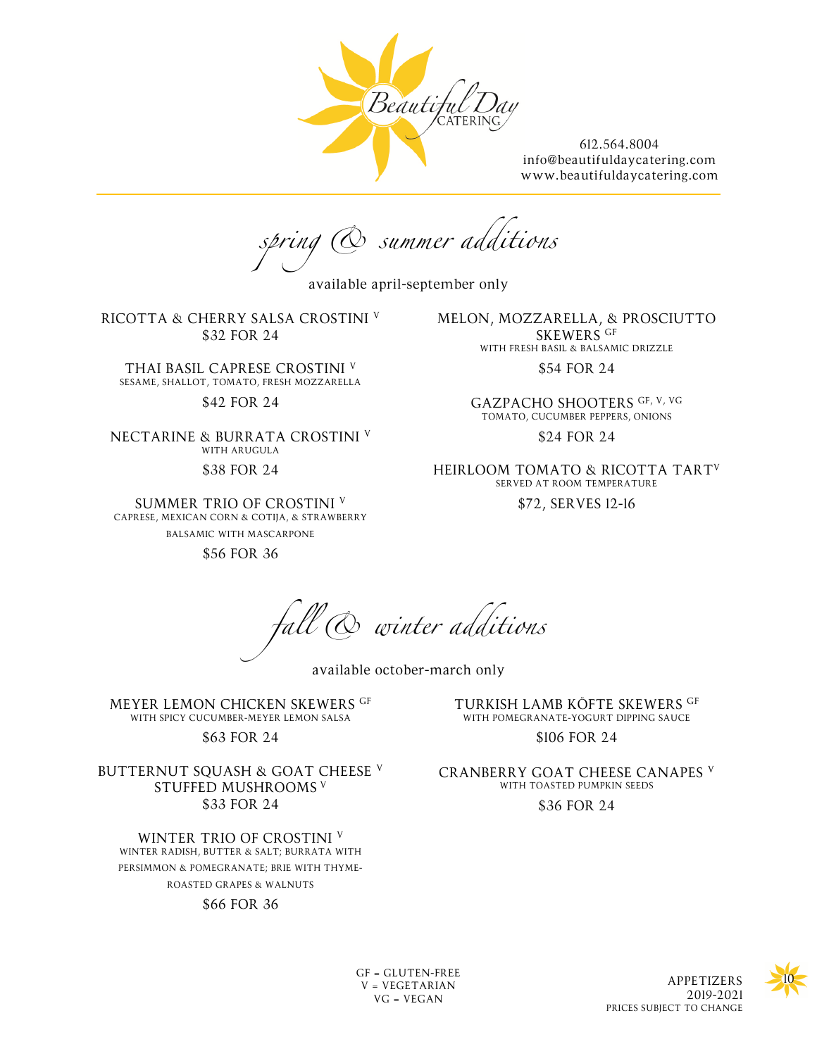Beautiful Day CATERING

612.564.8004
info@beautifuldaycatering.com
www.beautifuldaycatering.com

## *spring & summer additions*

available april-september only

**RICOTTA & CHERRY SALSA CROSTINI** V
$32 FOR 24

**THAI BASIL CAPRESE CROSTINI** V
SESAME, SHALLOT, TOMATO, FRESH MOZZARELLA
$42 FOR 24

**NECTARINE & BURRATA CROSTINI** V
WITH ARUGULA
$38 FOR 24

**SUMMER TRIO OF CROSTINI** V
CAPRESE, MEXICAN CORN & COTIJA, & STRAWBERRY BALSAMIC WITH MASCARPONE
$56 FOR 36

**MELON, MOZZARELLA, & PROSCIUTTO SKEWERS** GF
WITH FRESH BASIL & BALSAMIC DRIZZLE
$54 FOR 24

**GAZPACHO SHOOTERS** GF, V, VG
TOMATO, CUCUMBER PEPPERS, ONIONS
$24 FOR 24

**HEIRLOOM TOMATO & RICOTTA TART** V
SERVED AT ROOM TEMPERATURE
$72, SERVES 12-16

## *fall & winter additions*

available october-march only

**MEYER LEMON CHICKEN SKEWERS** GF
WITH SPICY CUCUMBER-MEYER LEMON SALSA
$63 FOR 24

**BUTTERNUT SQUASH & GOAT CHEESE** V **STUFFED MUSHROOMS** V
$33 FOR 24

**WINTER TRIO OF CROSTINI** V
WINTER RADISH, BUTTER & SALT; BURRATA WITH PERSIMMON & POMEGRANATE; BRIE WITH THYME-ROASTED GRAPES & WALNUTS
$66 FOR 36

**TURKISH LAMB KÖFTE SKEWERS** GF
WITH POMEGRANATE-YOGURT DIPPING SAUCE
$106 FOR 24

**CRANBERRY GOAT CHEESE CANAPES** V
WITH TOASTED PUMPKIN SEEDS
$36 FOR 24

GF = GLUTEN-FREE
V = VEGETARIAN
VG = VEGAN

APPETIZERS
2019-2021
PRICES SUBJECT TO CHANGE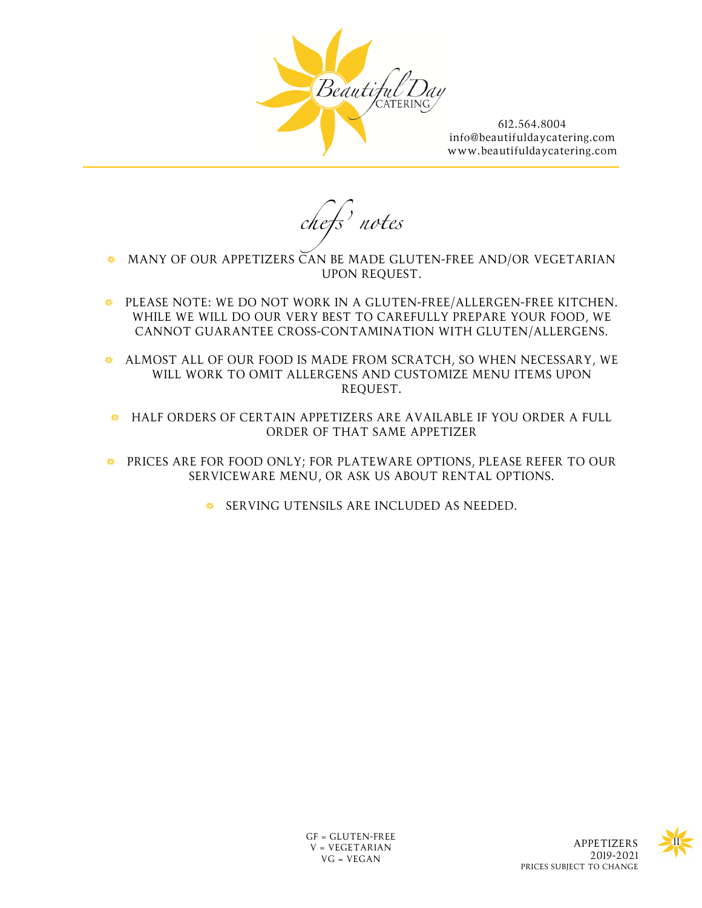Beautiful Day CATERING

612.564.8004
info@beautifuldaycatering.com
www.beautifuldaycatering.com

# *chefs' notes*

- MANY OF OUR APPETIZERS CAN BE MADE GLUTEN-FREE AND/OR VEGETARIAN UPON REQUEST.
- PLEASE NOTE: WE DO NOT WORK IN A GLUTEN-FREE/ALLERGEN-FREE KITCHEN. WHILE WE WILL DO OUR VERY BEST TO CAREFULLY PREPARE YOUR FOOD, WE CANNOT GUARANTEE CROSS-CONTAMINATION WITH GLUTEN/ALLERGENS.
- ALMOST ALL OF OUR FOOD IS MADE FROM SCRATCH, SO WHEN NECESSARY, WE WILL WORK TO OMIT ALLERGENS AND CUSTOMIZE MENU ITEMS UPON REQUEST.
- HALF ORDERS OF CERTAIN APPETIZERS ARE AVAILABLE IF YOU ORDER A FULL ORDER OF THAT SAME APPETIZER
- PRICES ARE FOR FOOD ONLY; FOR PLATEWARE OPTIONS, PLEASE REFER TO OUR SERVICEWARE MENU, OR ASK US ABOUT RENTAL OPTIONS.
- SERVING UTENSILS ARE INCLUDED AS NEEDED.

GF = GLUTEN-FREE
V = VEGETARIAN
VG = VEGAN